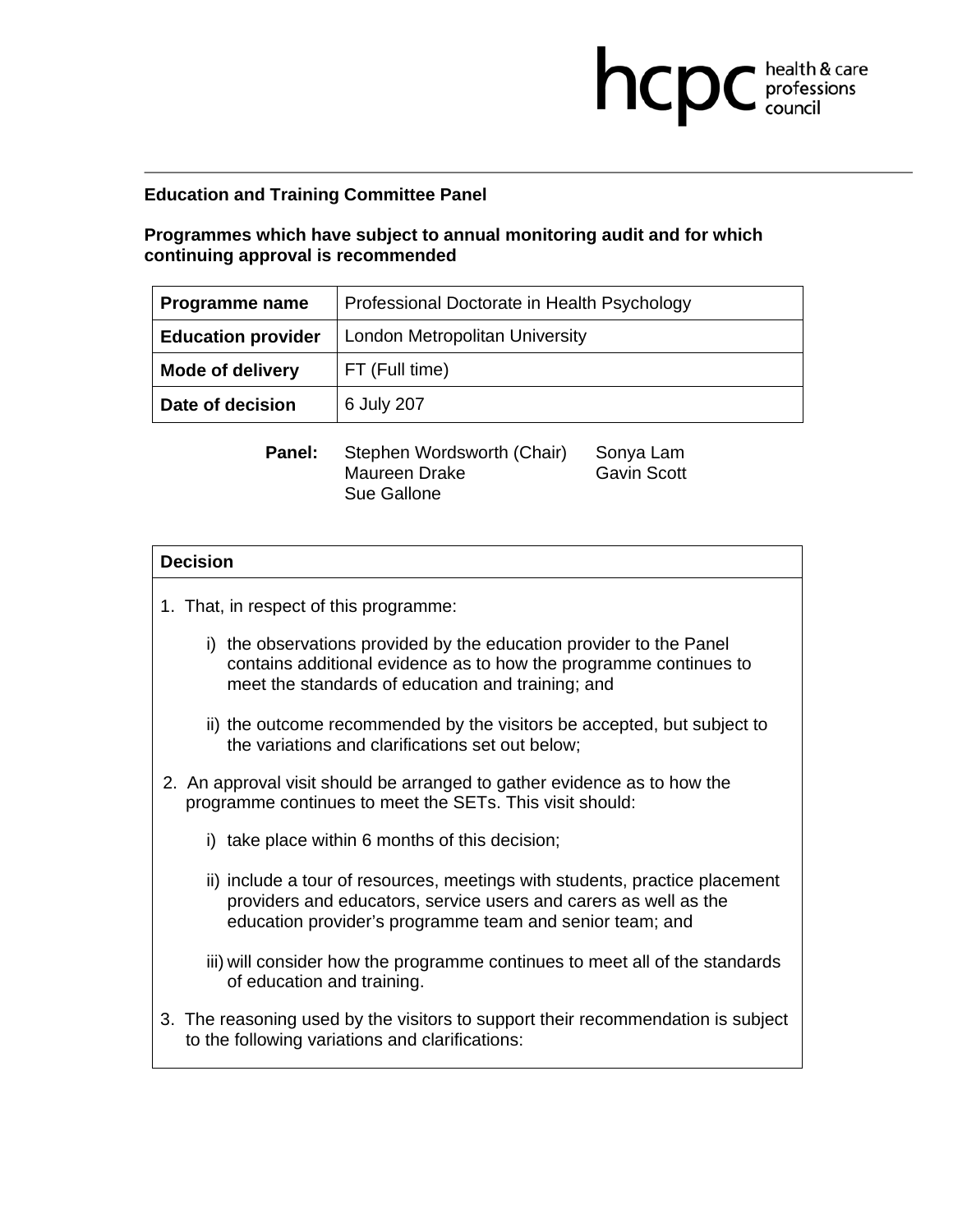**Education and Training Committee Panel**

**Programmes which have subject to annual monitoring audit and for which continuing approval is recommended**

| **Programme name** | Professional Doctorate in Health Psychology |
|---|---|
| **Education provider** | London Metropolitan University |
| **Mode of delivery** | FT (Full time) |
| **Date of decision** | 6 July 207 |

**Panel:** Stephen Wordsworth (Chair), Maureen Drake, Sue Gallone, Sonya Lam, Gavin Scott

**Decision**

1. That, in respect of this programme:

   i) the observations provided by the education provider to the Panel contains additional evidence as to how the programme continues to meet the standards of education and training; and

   ii) the outcome recommended by the visitors be accepted, but subject to the variations and clarifications set out below;

2. An approval visit should be arranged to gather evidence as to how the programme continues to meet the SETs. This visit should:

   i) take place within 6 months of this decision;

   ii) include a tour of resources, meetings with students, practice placement providers and educators, service users and carers as well as the education provider's programme team and senior team; and

   iii) will consider how the programme continues to meet all of the standards of education and training.

3. The reasoning used by the visitors to support their recommendation is subject to the following variations and clarifications: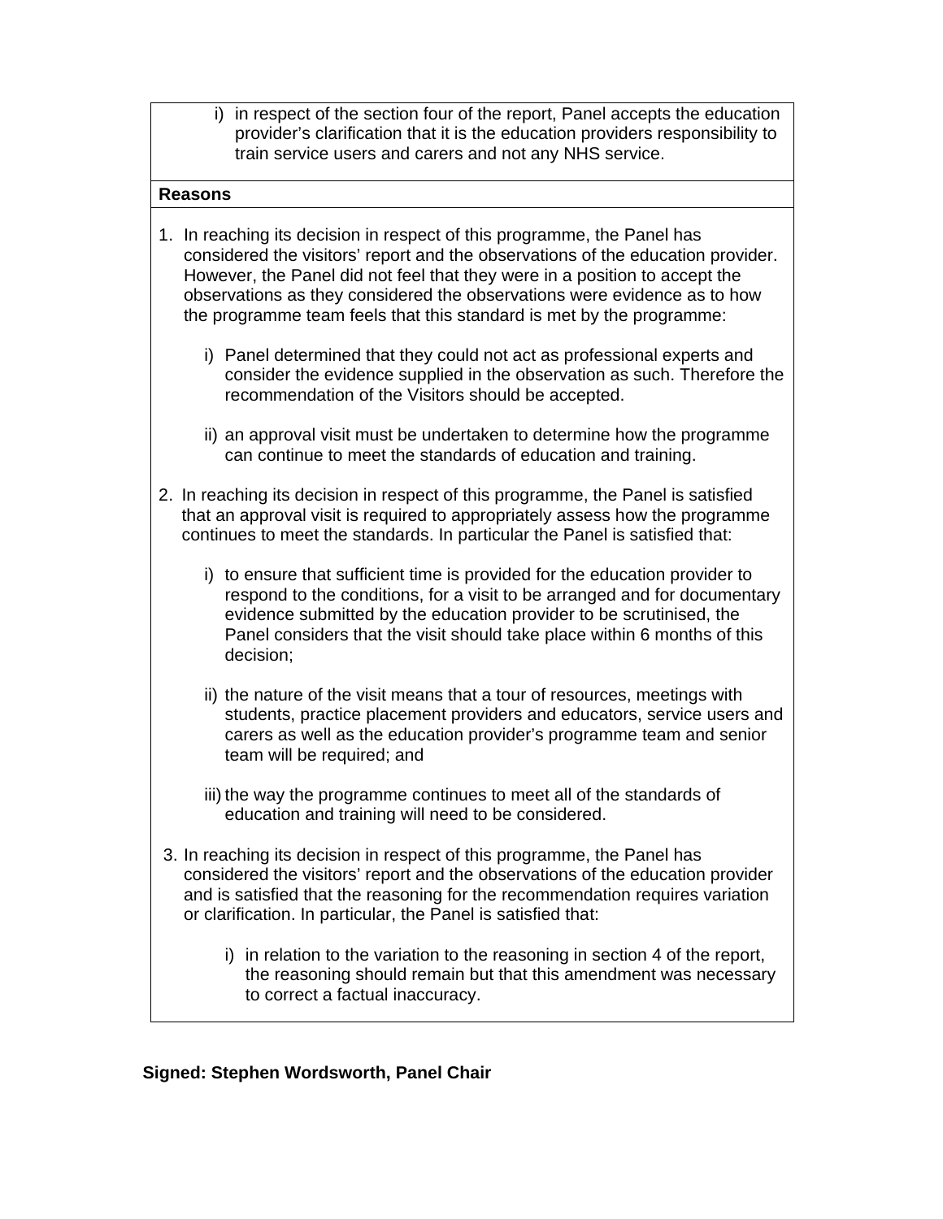i) in respect of the section four of the report, Panel accepts the education provider's clarification that it is the education providers responsibility to train service users and carers and not any NHS service.

**Reasons**

1. In reaching its decision in respect of this programme, the Panel has considered the visitors' report and the observations of the education provider. However, the Panel did not feel that they were in a position to accept the observations as they considered the observations were evidence as to how the programme team feels that this standard is met by the programme:

   i) Panel determined that they could not act as professional experts and consider the evidence supplied in the observation as such. Therefore the recommendation of the Visitors should be accepted.

   ii) an approval visit must be undertaken to determine how the programme can continue to meet the standards of education and training.

2. In reaching its decision in respect of this programme, the Panel is satisfied that an approval visit is required to appropriately assess how the programme continues to meet the standards. In particular the Panel is satisfied that:

   i) to ensure that sufficient time is provided for the education provider to respond to the conditions, for a visit to be arranged and for documentary evidence submitted by the education provider to be scrutinised, the Panel considers that the visit should take place within 6 months of this decision;

   ii) the nature of the visit means that a tour of resources, meetings with students, practice placement providers and educators, service users and carers as well as the education provider's programme team and senior team will be required; and

   iii) the way the programme continues to meet all of the standards of education and training will need to be considered.

3. In reaching its decision in respect of this programme, the Panel has considered the visitors' report and the observations of the education provider and is satisfied that the reasoning for the recommendation requires variation or clarification. In particular, the Panel is satisfied that:

   i) in relation to the variation to the reasoning in section 4 of the report, the reasoning should remain but that this amendment was necessary to correct a factual inaccuracy.

**Signed: Stephen Wordsworth, Panel Chair**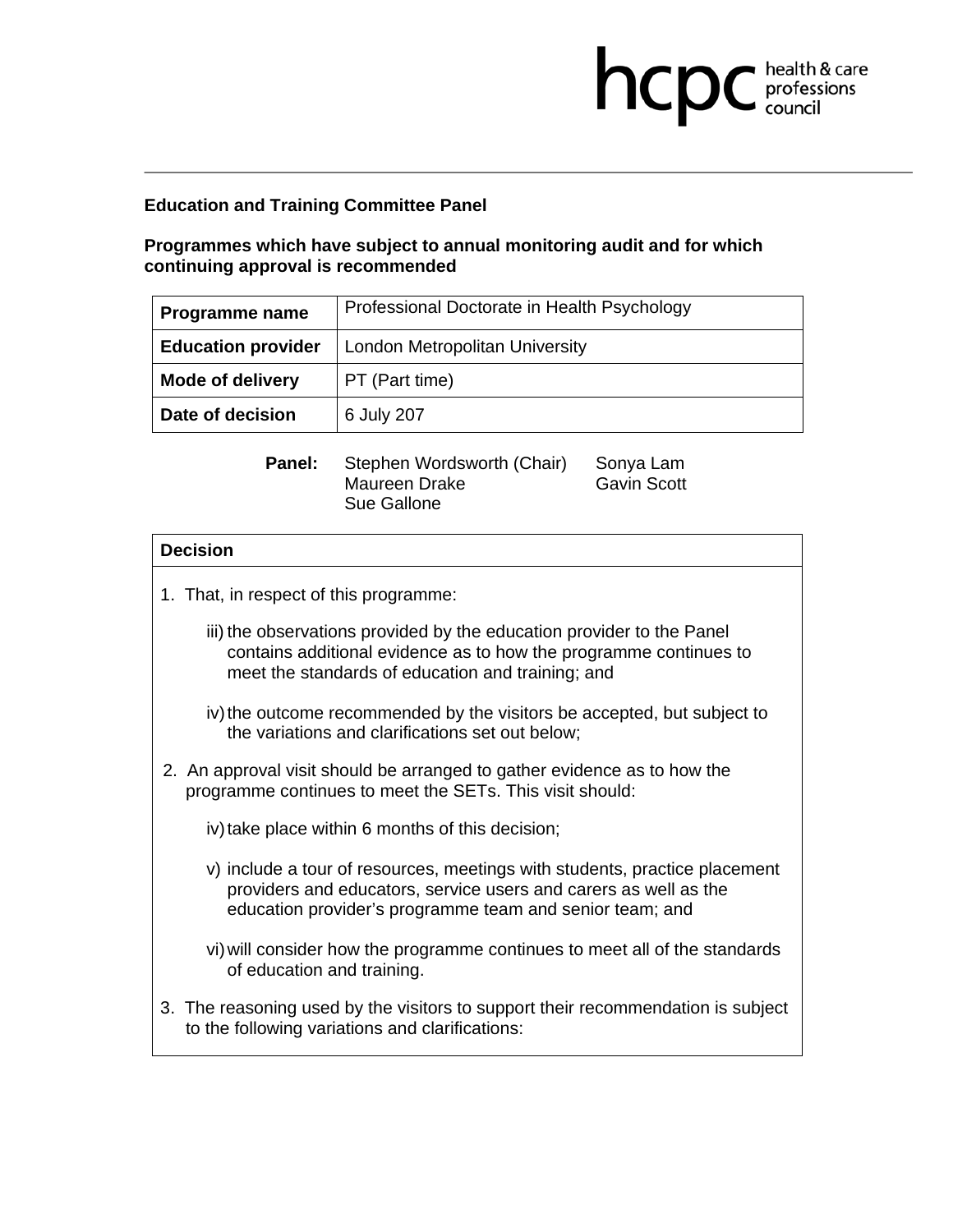**Education and Training Committee Panel**

**Programmes which have subject to annual monitoring audit and for which continuing approval is recommended**

| **Programme name** | Professional Doctorate in Health Psychology |
|---|---|
| **Education provider** | London Metropolitan University |
| **Mode of delivery** | PT (Part time) |
| **Date of decision** | 6 July 207 |

**Panel:** Stephen Wordsworth (Chair), Maureen Drake, Sue Gallone, Sonya Lam, Gavin Scott

**Decision**

1. That, in respect of this programme:

   iii) the observations provided by the education provider to the Panel contains additional evidence as to how the programme continues to meet the standards of education and training; and

   iv) the outcome recommended by the visitors be accepted, but subject to the variations and clarifications set out below;

2. An approval visit should be arranged to gather evidence as to how the programme continues to meet the SETs. This visit should:

   iv) take place within 6 months of this decision;

   v) include a tour of resources, meetings with students, practice placement providers and educators, service users and carers as well as the education provider's programme team and senior team; and

   vi) will consider how the programme continues to meet all of the standards of education and training.

3. The reasoning used by the visitors to support their recommendation is subject to the following variations and clarifications: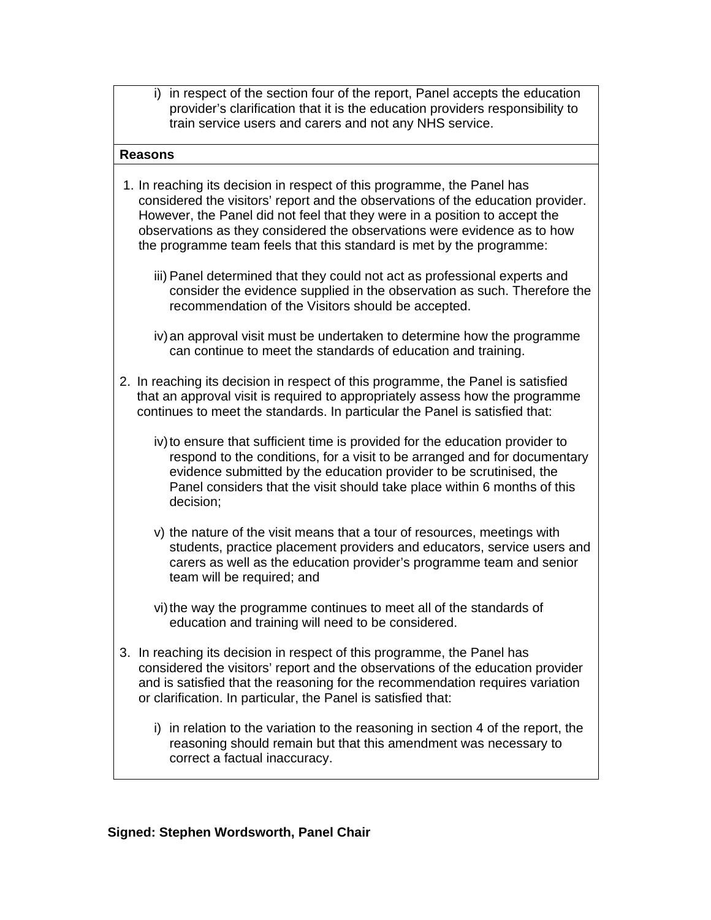i) in respect of the section four of the report, Panel accepts the education provider's clarification that it is the education providers responsibility to train service users and carers and not any NHS service.

**Reasons**

1. In reaching its decision in respect of this programme, the Panel has considered the visitors' report and the observations of the education provider. However, the Panel did not feel that they were in a position to accept the observations as they considered the observations were evidence as to how the programme team feels that this standard is met by the programme:

   iii) Panel determined that they could not act as professional experts and consider the evidence supplied in the observation as such. Therefore the recommendation of the Visitors should be accepted.

   iv) an approval visit must be undertaken to determine how the programme can continue to meet the standards of education and training.

2. In reaching its decision in respect of this programme, the Panel is satisfied that an approval visit is required to appropriately assess how the programme continues to meet the standards. In particular the Panel is satisfied that:

   iv) to ensure that sufficient time is provided for the education provider to respond to the conditions, for a visit to be arranged and for documentary evidence submitted by the education provider to be scrutinised, the Panel considers that the visit should take place within 6 months of this decision;

   v) the nature of the visit means that a tour of resources, meetings with students, practice placement providers and educators, service users and carers as well as the education provider's programme team and senior team will be required; and

   vi) the way the programme continues to meet all of the standards of education and training will need to be considered.

3. In reaching its decision in respect of this programme, the Panel has considered the visitors' report and the observations of the education provider and is satisfied that the reasoning for the recommendation requires variation or clarification. In particular, the Panel is satisfied that:

   i) in relation to the variation to the reasoning in section 4 of the report, the reasoning should remain but that this amendment was necessary to correct a factual inaccuracy.

**Signed: Stephen Wordsworth, Panel Chair**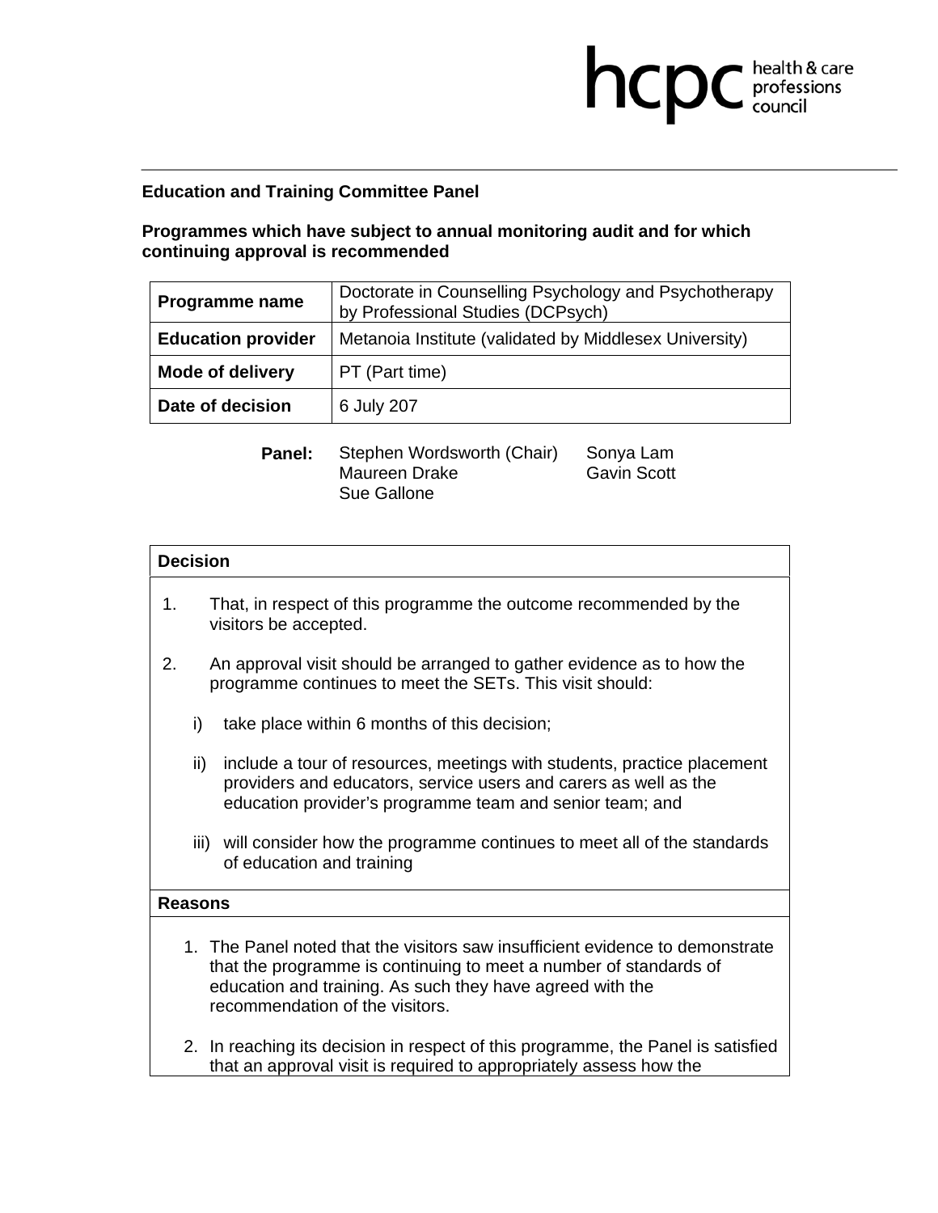**Education and Training Committee Panel**

**Programmes which have subject to annual monitoring audit and for which continuing approval is recommended**

| | |
|---|---|
| **Programme name** | Doctorate in Counselling Psychology and Psychotherapy by Professional Studies (DCPsych) |
| **Education provider** | Metanoia Institute (validated by Middlesex University) |
| **Mode of delivery** | PT (Part time) |
| **Date of decision** | 6 July 207 |

**Panel:** Stephen Wordsworth (Chair), Maureen Drake, Sue Gallone, Sonya Lam, Gavin Scott

**Decision**

1. That, in respect of this programme the outcome recommended by the visitors be accepted.

2. An approval visit should be arranged to gather evidence as to how the programme continues to meet the SETs. This visit should:

   i) take place within 6 months of this decision;

   ii) include a tour of resources, meetings with students, practice placement providers and educators, service users and carers as well as the education provider's programme team and senior team; and

   iii) will consider how the programme continues to meet all of the standards of education and training

**Reasons**

1. The Panel noted that the visitors saw insufficient evidence to demonstrate that the programme is continuing to meet a number of standards of education and training. As such they have agreed with the recommendation of the visitors.

2. In reaching its decision in respect of this programme, the Panel is satisfied that an approval visit is required to appropriately assess how the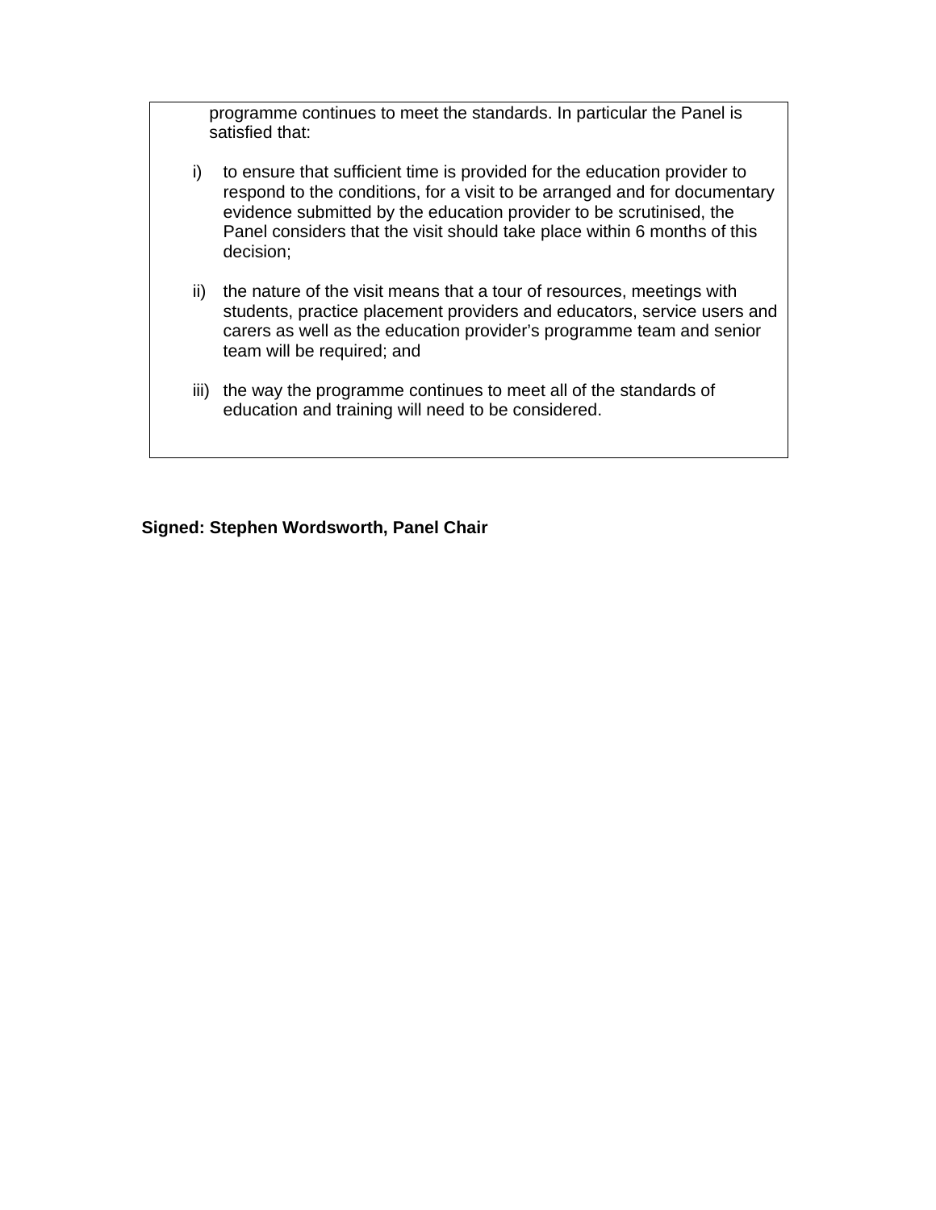programme continues to meet the standards. In particular the Panel is satisfied that:

i) to ensure that sufficient time is provided for the education provider to respond to the conditions, for a visit to be arranged and for documentary evidence submitted by the education provider to be scrutinised, the Panel considers that the visit should take place within 6 months of this decision;

ii) the nature of the visit means that a tour of resources, meetings with students, practice placement providers and educators, service users and carers as well as the education provider's programme team and senior team will be required; and

iii) the way the programme continues to meet all of the standards of education and training will need to be considered.

**Signed: Stephen Wordsworth, Panel Chair**